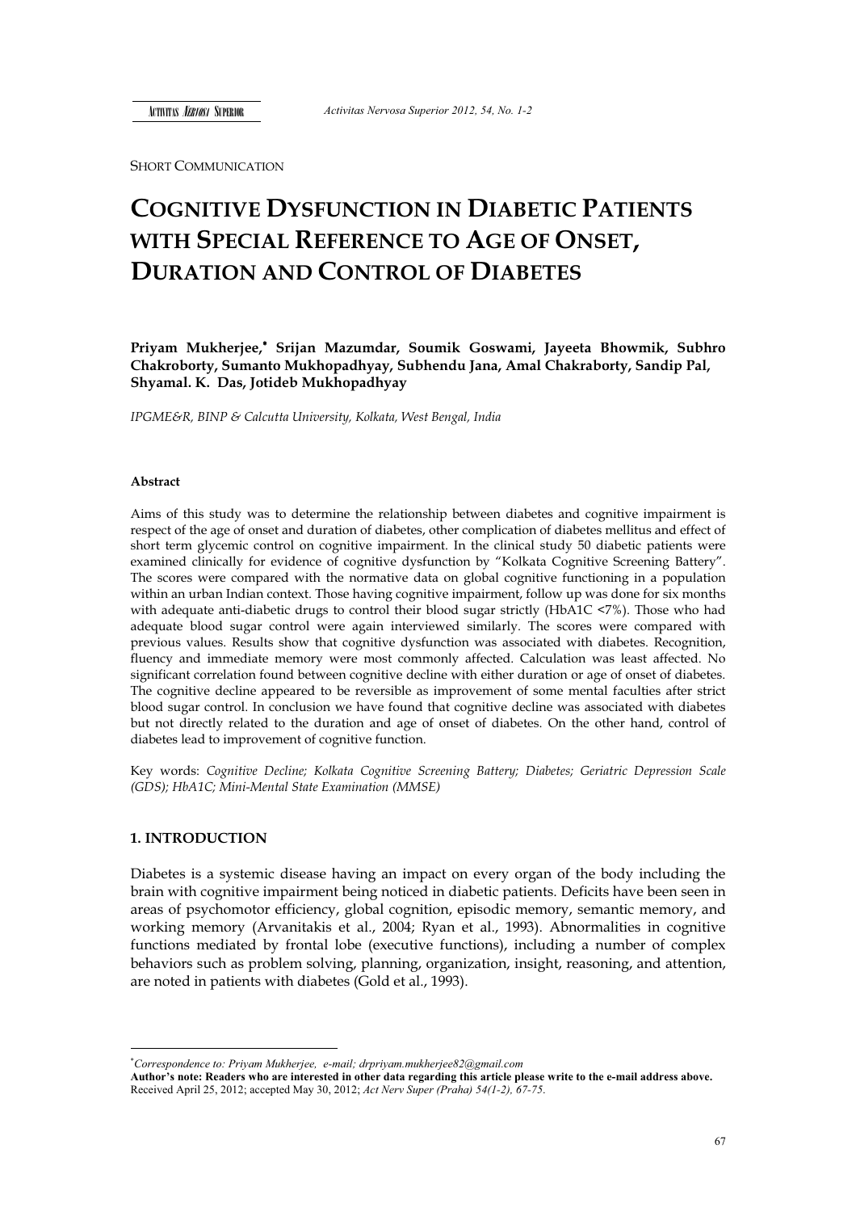SHORT COMMUNICATION

# COGNITIVE DYSFUNCTION IN DIABETIC PATIENTS WITH SPECIAL REFERENCE TO AGE OF ONSET, DURATION AND CONTROL OF DIABETES

**Priyam Mukherjee,[*] Srijan Mazumdar, Soumik Goswami, Jayeeta Bhowmik, Subhro Chakroborty, Sumanto Mukhopadhyay, Subhendu Jana, Amal Chakraborty, Sandip Pal, Shyamal. K. Das, Jotideb Mukhopadhyay**

*IPGME&R, BINP & Calcutta University, Kolkata, West Bengal, India*

#### Abstract

Aims of this study was to determine the relationship between diabetes and cognitive impairment is respect of the age of onset and duration of diabetes, other complication of diabetes mellitus and effect of short term glycemic control on cognitive impairment. In the clinical study 50 diabetic patients were examined clinically for evidence of cognitive dysfunction by "Kolkata Cognitive Screening Battery". The scores were compared with the normative data on global cognitive functioning in a population within an urban Indian context. Those having cognitive impairment, follow up was done for six months with adequate anti-diabetic drugs to control their blood sugar strictly (HbA1C <7%). Those who had adequate blood sugar control were again interviewed similarly. The scores were compared with previous values. Results show that cognitive dysfunction was associated with diabetes. Recognition, fluency and immediate memory were most commonly affected. Calculation was least affected. No significant correlation found between cognitive decline with either duration or age of onset of diabetes. The cognitive decline appeared to be reversible as improvement of some mental faculties after strict blood sugar control. In conclusion we have found that cognitive decline was associated with diabetes but not directly related to the duration and age of onset of diabetes. On the other hand, control of diabetes lead to improvement of cognitive function.

Key words: *Cognitive Decline; Kolkata Cognitive Screening Battery; Diabetes; Geriatric Depression Scale (GDS); HbA1C; Mini-Mental State Examination (MMSE)*

## 1. INTRODUCTION

Diabetes is a systemic disease having an impact on every organ of the body including the brain with cognitive impairment being noticed in diabetic patients. Deficits have been seen in areas of psychomotor efficiency, global cognition, episodic memory, semantic memory, and working memory (Arvanitakis et al., 2004; Ryan et al., 1993). Abnormalities in cognitive functions mediated by frontal lobe (executive functions), including a number of complex behaviors such as problem solving, planning, organization, insight, reasoning, and attention, are noted in patients with diabetes (Gold et al., 1993).

---

[*] *Correspondence to: Priyam Mukherjee, e-mail; drpriyam.mukherjee82@gmail.com*

**Author's note: Readers who are interested in other data regarding this article please write to the e-mail address above.**

Received April 25, 2012; accepted May 30, 2012; *Act Nerv Super (Praha) 54(1-2), 67-75.*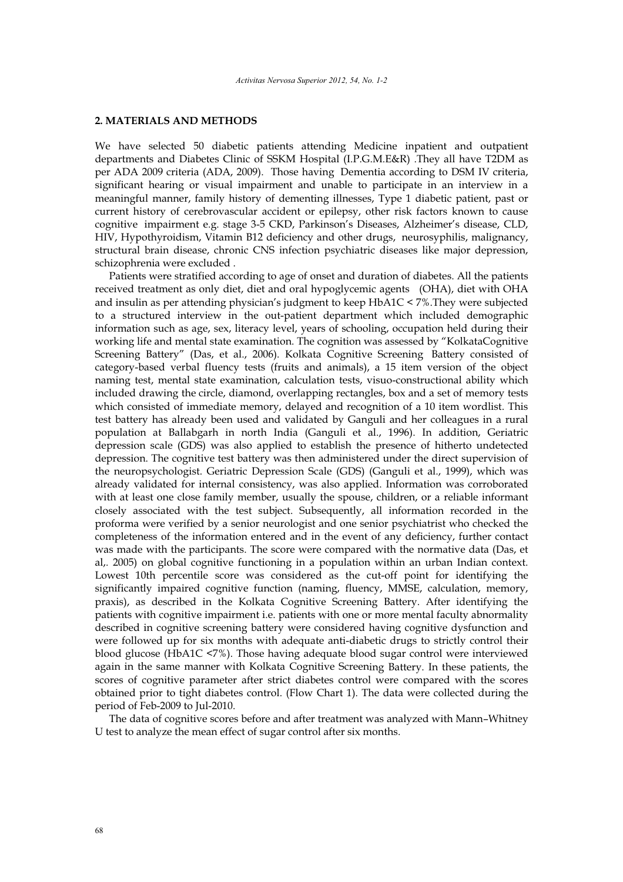## 2. MATERIALS AND METHODS

We have selected 50 diabetic patients attending Medicine inpatient and outpatient departments and Diabetes Clinic of SSKM Hospital (I.P.G.M.E&R) .They all have T2DM as per ADA 2009 criteria (ADA, 2009). Those having Dementia according to DSM IV criteria, significant hearing or visual impairment and unable to participate in an interview in a meaningful manner, family history of dementing illnesses, Type 1 diabetic patient, past or current history of cerebrovascular accident or epilepsy, other risk factors known to cause cognitive impairment e.g. stage 3-5 CKD, Parkinson's Diseases, Alzheimer's disease, CLD, HIV, Hypothyroidism, Vitamin B12 deficiency and other drugs, neurosyphilis, malignancy, structural brain disease, chronic CNS infection psychiatric diseases like major depression, schizophrenia were excluded .

Patients were stratified according to age of onset and duration of diabetes. All the patients received treatment as only diet, diet and oral hypoglycemic agents (OHA), diet with OHA and insulin as per attending physician's judgment to keep HbA1C < 7%.They were subjected to a structured interview in the out-patient department which included demographic information such as age, sex, literacy level, years of schooling, occupation held during their working life and mental state examination. The cognition was assessed by "KolkataCognitive Screening Battery" (Das, et al., 2006). Kolkata Cognitive Screening Battery consisted of category-based verbal fluency tests (fruits and animals), a 15 item version of the object naming test, mental state examination, calculation tests, visuo-constructional ability which included drawing the circle, diamond, overlapping rectangles, box and a set of memory tests which consisted of immediate memory, delayed and recognition of a 10 item wordlist. This test battery has already been used and validated by Ganguli and her colleagues in a rural population at Ballabgarh in north India (Ganguli et al., 1996). In addition, Geriatric depression scale (GDS) was also applied to establish the presence of hitherto undetected depression. The cognitive test battery was then administered under the direct supervision of the neuropsychologist. Geriatric Depression Scale (GDS) (Ganguli et al., 1999), which was already validated for internal consistency, was also applied. Information was corroborated with at least one close family member, usually the spouse, children, or a reliable informant closely associated with the test subject. Subsequently, all information recorded in the proforma were verified by a senior neurologist and one senior psychiatrist who checked the completeness of the information entered and in the event of any deficiency, further contact was made with the participants. The score were compared with the normative data (Das, et al,. 2005) on global cognitive functioning in a population within an urban Indian context. Lowest 10th percentile score was considered as the cut-off point for identifying the significantly impaired cognitive function (naming, fluency, MMSE, calculation, memory, praxis), as described in the Kolkata Cognitive Screening Battery. After identifying the patients with cognitive impairment i.e. patients with one or more mental faculty abnormality described in cognitive screening battery were considered having cognitive dysfunction and were followed up for six months with adequate anti-diabetic drugs to strictly control their blood glucose (HbA1C <7%). Those having adequate blood sugar control were interviewed again in the same manner with Kolkata Cognitive Screening Battery. In these patients, the scores of cognitive parameter after strict diabetes control were compared with the scores obtained prior to tight diabetes control. (Flow Chart 1). The data were collected during the period of Feb-2009 to Jul-2010.

The data of cognitive scores before and after treatment was analyzed with Mann–Whitney U test to analyze the mean effect of sugar control after six months.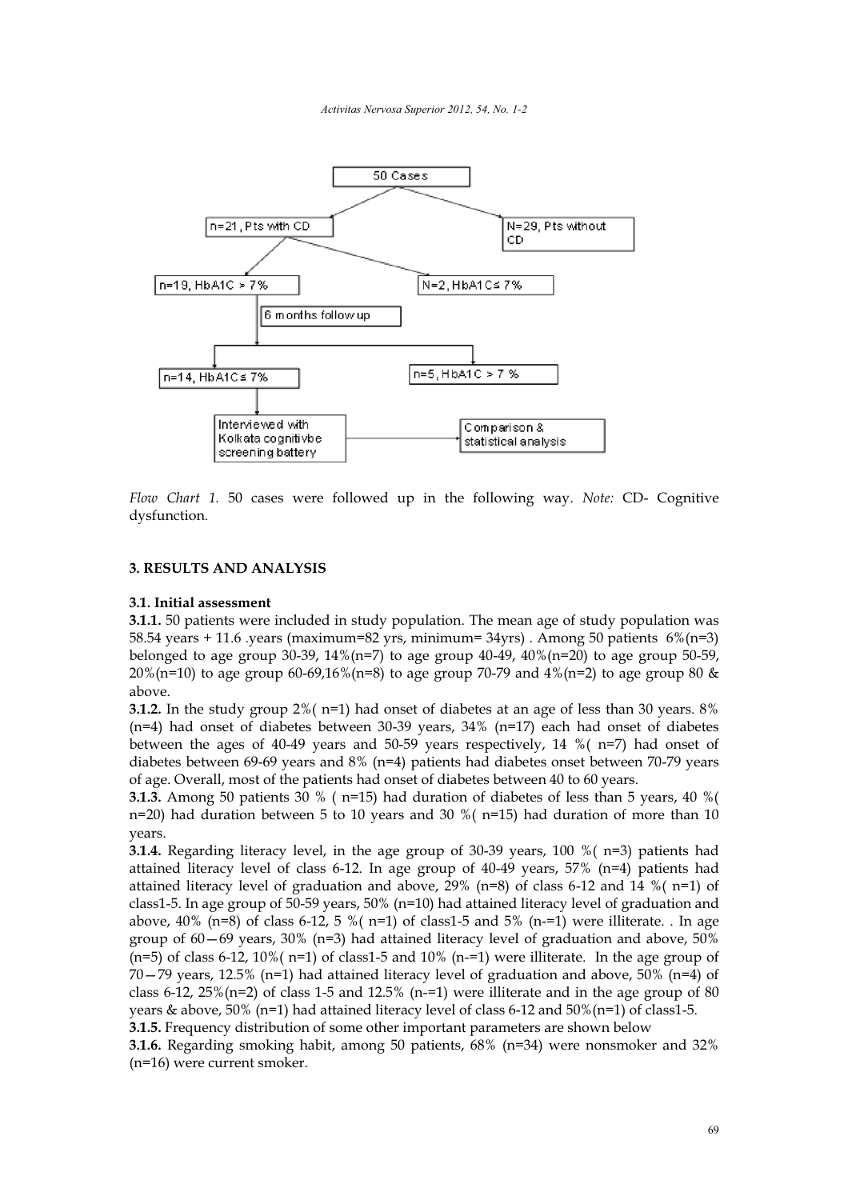*Flow Chart 1.* 50 cases were followed up in the following way. *Note:* CD- Cognitive dysfunction.

## 3. RESULTS AND ANALYSIS

### 3.1. Initial assessment

**3.1.1.** 50 patients were included in study population. The mean age of study population was 58.54 years + 11.6 .years (maximum=82 yrs, minimum= 34yrs) . Among 50 patients 6%(n=3) belonged to age group 30-39, 14%(n=7) to age group 40-49, 40%(n=20) to age group 50-59, 20%(n=10) to age group 60-69,16%(n=8) to age group 70-79 and 4%(n=2) to age group 80 & above.

**3.1.2.** In the study group 2%( n=1) had onset of diabetes at an age of less than 30 years. 8% (n=4) had onset of diabetes between 30-39 years, 34% (n=17) each had onset of diabetes between the ages of 40-49 years and 50-59 years respectively, 14 %( n=7) had onset of diabetes between 69-69 years and 8% (n=4) patients had diabetes onset between 70-79 years of age. Overall, most of the patients had onset of diabetes between 40 to 60 years.

**3.1.3.** Among 50 patients 30 % ( n=15) had duration of diabetes of less than 5 years, 40 %( n=20) had duration between 5 to 10 years and 30 %( n=15) had duration of more than 10 years.

**3.1.4.** Regarding literacy level, in the age group of 30-39 years, 100 %( n=3) patients had attained literacy level of class 6-12. In age group of 40-49 years, 57% (n=4) patients had attained literacy level of graduation and above, 29% (n=8) of class 6-12 and 14 %( n=1) of class1-5. In age group of 50-59 years, 50% (n=10) had attained literacy level of graduation and above, 40% (n=8) of class 6-12, 5 %( n=1) of class1-5 and 5% (n-=1) were illiterate. . In age group of 60—69 years, 30% (n=3) had attained literacy level of graduation and above, 50% (n=5) of class 6-12, 10%( n=1) of class1-5 and 10% (n-=1) were illiterate. In the age group of 70—79 years, 12.5% (n=1) had attained literacy level of graduation and above, 50% (n=4) of class 6-12, 25%(n=2) of class 1-5 and 12.5% (n-=1) were illiterate and in the age group of 80 years & above, 50% (n=1) had attained literacy level of class 6-12 and 50%(n=1) of class1-5.

**3.1.5.** Frequency distribution of some other important parameters are shown below

**3.1.6.** Regarding smoking habit, among 50 patients, 68% (n=34) were nonsmoker and 32% (n=16) were current smoker.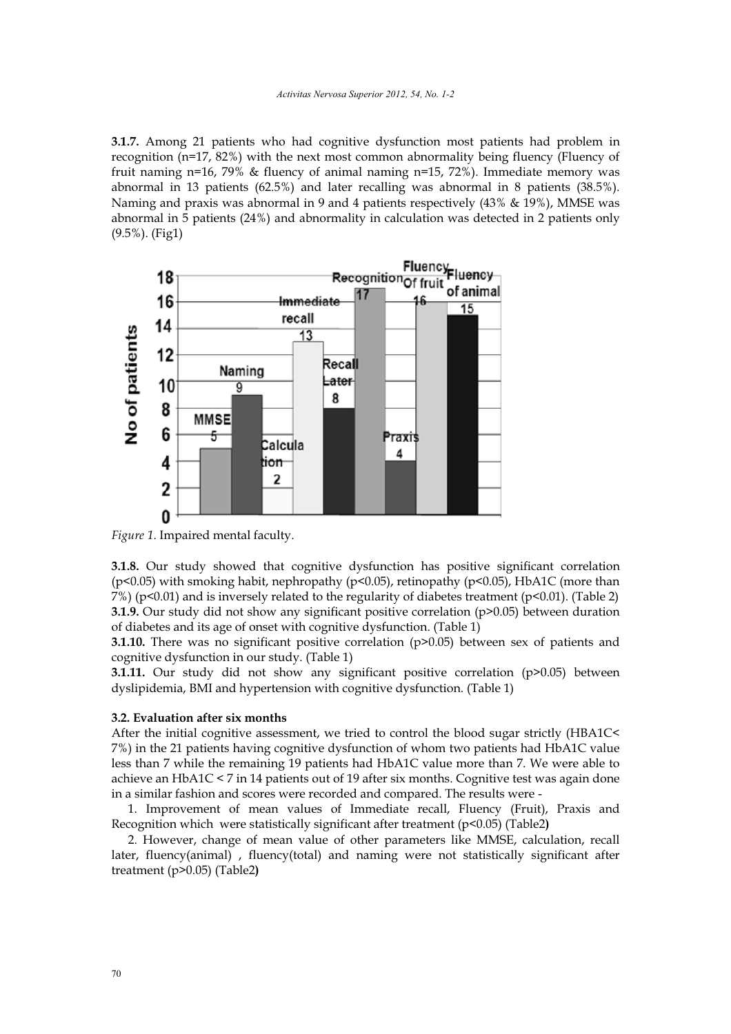**3.1.7.** Among 21 patients who had cognitive dysfunction most patients had problem in recognition (n=17, 82%) with the next most common abnormality being fluency (Fluency of fruit naming n=16, 79% & fluency of animal naming n=15, 72%). Immediate memory was abnormal in 13 patients (62.5%) and later recalling was abnormal in 8 patients (38.5%). Naming and praxis was abnormal in 9 and 4 patients respectively (43% & 19%), MMSE was abnormal in 5 patients (24%) and abnormality in calculation was detected in 2 patients only (9.5%). (Fig1)

*Figure 1.* Impaired mental faculty.

**3.1.8.** Our study showed that cognitive dysfunction has positive significant correlation ($p<0.05$) with smoking habit, nephropathy ($p<0.05$), retinopathy ($p<0.05$), HbA1C (more than 7%) ($p<0.01$) and is inversely related to the regularity of diabetes treatment ($p<0.01$). (Table 2)

**3.1.9.** Our study did not show any significant positive correlation ($p>0.05$) between duration of diabetes and its age of onset with cognitive dysfunction. (Table 1)

**3.1.10.** There was no significant positive correlation ($p>0.05$) between sex of patients and cognitive dysfunction in our study. (Table 1)

**3.1.11.** Our study did not show any significant positive correlation ($p>0.05$) between dyslipidemia, BMI and hypertension with cognitive dysfunction. (Table 1)

### 3.2. Evaluation after six months

After the initial cognitive assessment, we tried to control the blood sugar strictly (HBA1C< 7%) in the 21 patients having cognitive dysfunction of whom two patients had HbA1C value less than 7 while the remaining 19 patients had HbA1C value more than 7. We were able to achieve an HbA1C < 7 in 14 patients out of 19 after six months. Cognitive test was again done in a similar fashion and scores were recorded and compared. The results were -

1. Improvement of mean values of Immediate recall, Fluency (Fruit), Praxis and Recognition which were statistically significant after treatment ($p<0.05$) (Table2)
2. However, change of mean value of other parameters like MMSE, calculation, recall later, fluency(animal) , fluency(total) and naming were not statistically significant after treatment ($p>0.05$) (Table2)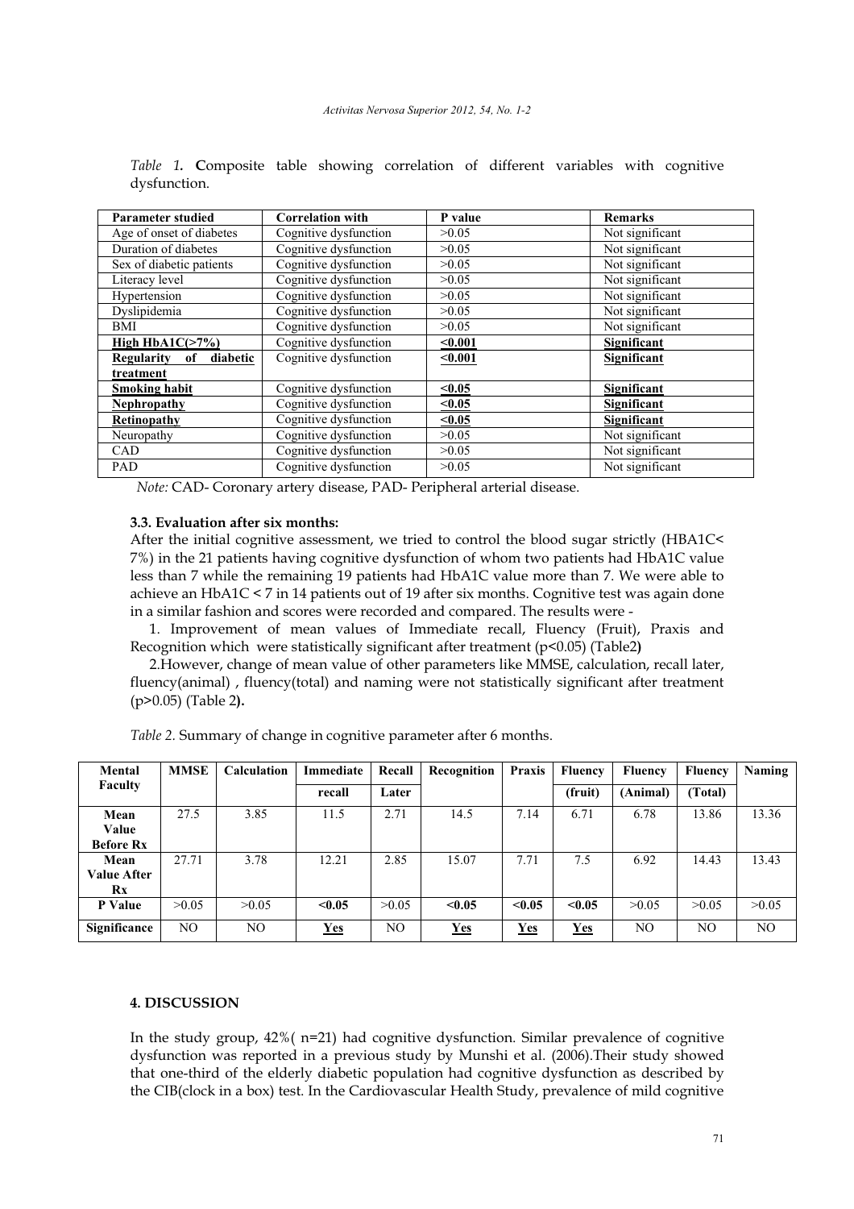*Table 1.* **C**omposite table showing correlation of different variables with cognitive dysfunction.

| Parameter studied | Correlation with | P value | Remarks |
|---|---|---|---|
| Age of onset of diabetes | Cognitive dysfunction | >0.05 | Not significant |
| Duration of diabetes | Cognitive dysfunction | >0.05 | Not significant |
| Sex of diabetic patients | Cognitive dysfunction | >0.05 | Not significant |
| Literacy level | Cognitive dysfunction | >0.05 | Not significant |
| Hypertension | Cognitive dysfunction | >0.05 | Not significant |
| Dyslipidemia | Cognitive dysfunction | >0.05 | Not significant |
| BMI | Cognitive dysfunction | >0.05 | Not significant |
| **High HbA1C(>7%)** | Cognitive dysfunction | **<0.001** | **Significant** |
| **Regularity of diabetic treatment** | Cognitive dysfunction | **<0.001** | **Significant** |
| **Smoking habit** | Cognitive dysfunction | **<0.05** | **Significant** |
| **Nephropathy** | Cognitive dysfunction | **<0.05** | **Significant** |
| **Retinopathy** | Cognitive dysfunction | **<0.05** | **Significant** |
| Neuropathy | Cognitive dysfunction | >0.05 | Not significant |
| CAD | Cognitive dysfunction | >0.05 | Not significant |
| PAD | Cognitive dysfunction | >0.05 | Not significant |

*Note:* CAD- Coronary artery disease, PAD- Peripheral arterial disease.

### 3.3. Evaluation after six months:

After the initial cognitive assessment, we tried to control the blood sugar strictly (HBA1C< 7%) in the 21 patients having cognitive dysfunction of whom two patients had HbA1C value less than 7 while the remaining 19 patients had HbA1C value more than 7. We were able to achieve an HbA1C < 7 in 14 patients out of 19 after six months. Cognitive test was again done in a similar fashion and scores were recorded and compared. The results were -

1. Improvement of mean values of Immediate recall, Fluency (Fruit), Praxis and Recognition which were statistically significant after treatment ($p<0.05$) (Table2**)**
2. However, change of mean value of other parameters like MMSE, calculation, recall later, fluency(animal) , fluency(total) and naming were not statistically significant after treatment ($p>0.05$) (Table 2**).**

*Table 2.* Summary of change in cognitive parameter after 6 months.

| Mental Faculty | MMSE | Calculation | Immediate recall | Recall Later | Recognition | Praxis | Fluency (fruit) | Fluency (Animal) | Fluency (Total) | Naming |
|---|---|---|---|---|---|---|---|---|---|---|
| **Mean Value Before Rx** | 27.5 | 3.85 | 11.5 | 2.71 | 14.5 | 7.14 | 6.71 | 6.78 | 13.86 | 13.36 |
| **Mean Value After Rx** | 27.71 | 3.78 | 12.21 | 2.85 | 15.07 | 7.71 | 7.5 | 6.92 | 14.43 | 13.43 |
| **P Value** | >0.05 | >0.05 | **<0.05** | >0.05 | **<0.05** | **<0.05** | **<0.05** | >0.05 | >0.05 | >0.05 |
| **Significance** | NO | NO | **Yes** | NO | **Yes** | **Yes** | **Yes** | NO | NO | NO |

## 4. DISCUSSION

In the study group, 42%( n=21) had cognitive dysfunction. Similar prevalence of cognitive dysfunction was reported in a previous study by Munshi et al. (2006).Their study showed that one-third of the elderly diabetic population had cognitive dysfunction as described by the CIB(clock in a box) test. In the Cardiovascular Health Study, prevalence of mild cognitive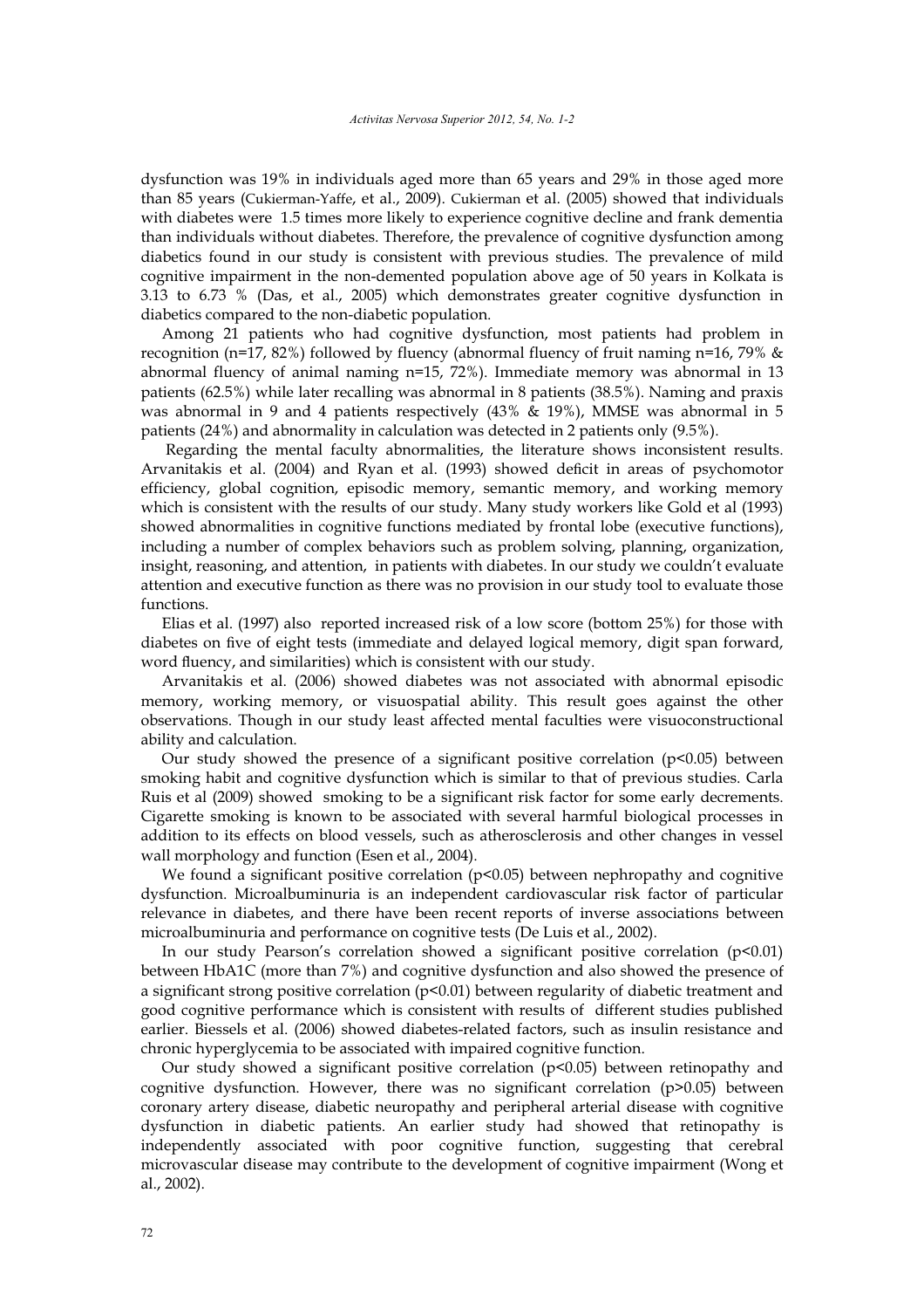dysfunction was 19% in individuals aged more than 65 years and 29% in those aged more than 85 years (Cukierman-Yaffe, et al., 2009). Cukierman et al. (2005) showed that individuals with diabetes were 1.5 times more likely to experience cognitive decline and frank dementia than individuals without diabetes. Therefore, the prevalence of cognitive dysfunction among diabetics found in our study is consistent with previous studies. The prevalence of mild cognitive impairment in the non-demented population above age of 50 years in Kolkata is 3.13 to 6.73 % (Das, et al., 2005) which demonstrates greater cognitive dysfunction in diabetics compared to the non-diabetic population.

Among 21 patients who had cognitive dysfunction, most patients had problem in recognition (n=17, 82%) followed by fluency (abnormal fluency of fruit naming n=16, 79% & abnormal fluency of animal naming n=15, 72%). Immediate memory was abnormal in 13 patients (62.5%) while later recalling was abnormal in 8 patients (38.5%). Naming and praxis was abnormal in 9 and 4 patients respectively (43% & 19%), MMSE was abnormal in 5 patients (24%) and abnormality in calculation was detected in 2 patients only (9.5%).

Regarding the mental faculty abnormalities, the literature shows inconsistent results. Arvanitakis et al. (2004) and Ryan et al. (1993) showed deficit in areas of psychomotor efficiency, global cognition, episodic memory, semantic memory, and working memory which is consistent with the results of our study. Many study workers like Gold et al (1993) showed abnormalities in cognitive functions mediated by frontal lobe (executive functions), including a number of complex behaviors such as problem solving, planning, organization, insight, reasoning, and attention, in patients with diabetes. In our study we couldn't evaluate attention and executive function as there was no provision in our study tool to evaluate those functions.

Elias et al. (1997) also reported increased risk of a low score (bottom 25%) for those with diabetes on five of eight tests (immediate and delayed logical memory, digit span forward, word fluency, and similarities) which is consistent with our study.

Arvanitakis et al. (2006) showed diabetes was not associated with abnormal episodic memory, working memory, or visuospatial ability. This result goes against the other observations. Though in our study least affected mental faculties were visuoconstructional ability and calculation.

Our study showed the presence of a significant positive correlation ($p<0.05$) between smoking habit and cognitive dysfunction which is similar to that of previous studies. Carla Ruis et al (2009) showed smoking to be a significant risk factor for some early decrements. Cigarette smoking is known to be associated with several harmful biological processes in addition to its effects on blood vessels, such as atherosclerosis and other changes in vessel wall morphology and function (Esen et al., 2004).

We found a significant positive correlation ($p<0.05$) between nephropathy and cognitive dysfunction. Microalbuminuria is an independent cardiovascular risk factor of particular relevance in diabetes, and there have been recent reports of inverse associations between microalbuminuria and performance on cognitive tests (De Luis et al., 2002).

In our study Pearson's correlation showed a significant positive correlation ($p<0.01$) between HbA1C (more than 7%) and cognitive dysfunction and also showed the presence of a significant strong positive correlation ($p<0.01$) between regularity of diabetic treatment and good cognitive performance which is consistent with results of different studies published earlier. Biessels et al. (2006) showed diabetes-related factors, such as insulin resistance and chronic hyperglycemia to be associated with impaired cognitive function.

Our study showed a significant positive correlation ($p<0.05$) between retinopathy and cognitive dysfunction. However, there was no significant correlation ($p>0.05$) between coronary artery disease, diabetic neuropathy and peripheral arterial disease with cognitive dysfunction in diabetic patients. An earlier study had showed that retinopathy is independently associated with poor cognitive function, suggesting that cerebral microvascular disease may contribute to the development of cognitive impairment (Wong et al., 2002).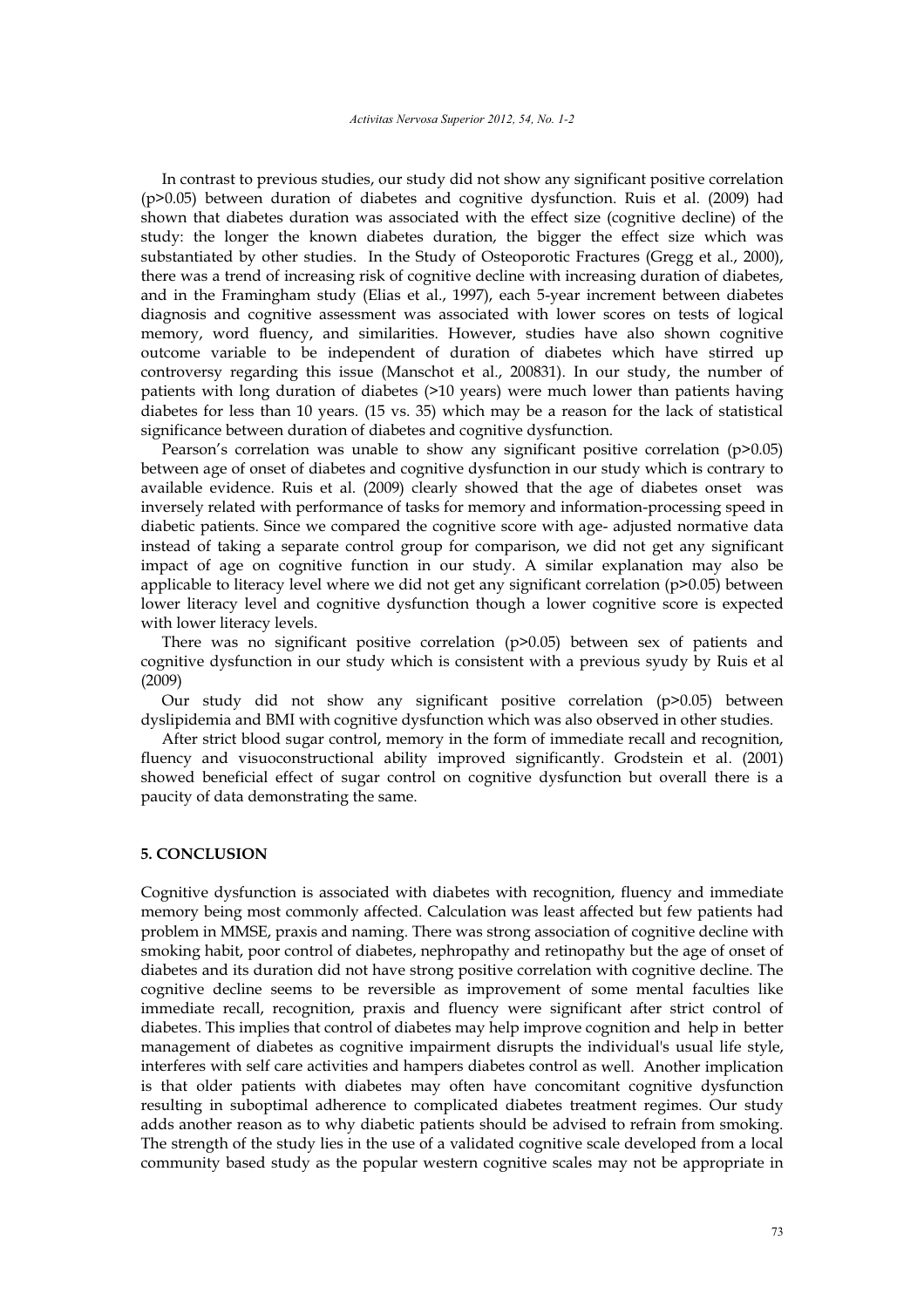In contrast to previous studies, our study did not show any significant positive correlation ($p>0.05$) between duration of diabetes and cognitive dysfunction. Ruis et al. (2009) had shown that diabetes duration was associated with the effect size (cognitive decline) of the study: the longer the known diabetes duration, the bigger the effect size which was substantiated by other studies. In the Study of Osteoporotic Fractures (Gregg et al., 2000), there was a trend of increasing risk of cognitive decline with increasing duration of diabetes, and in the Framingham study (Elias et al., 1997), each 5-year increment between diabetes diagnosis and cognitive assessment was associated with lower scores on tests of logical memory, word fluency, and similarities. However, studies have also shown cognitive outcome variable to be independent of duration of diabetes which have stirred up controversy regarding this issue (Manschot et al., 200831). In our study, the number of patients with long duration of diabetes (>10 years) were much lower than patients having diabetes for less than 10 years. (15 vs. 35) which may be a reason for the lack of statistical significance between duration of diabetes and cognitive dysfunction.

Pearson's correlation was unable to show any significant positive correlation ($p>0.05$) between age of onset of diabetes and cognitive dysfunction in our study which is contrary to available evidence. Ruis et al. (2009) clearly showed that the age of diabetes onset was inversely related with performance of tasks for memory and information-processing speed in diabetic patients. Since we compared the cognitive score with age- adjusted normative data instead of taking a separate control group for comparison, we did not get any significant impact of age on cognitive function in our study. A similar explanation may also be applicable to literacy level where we did not get any significant correlation ($p>0.05$) between lower literacy level and cognitive dysfunction though a lower cognitive score is expected with lower literacy levels.

There was no significant positive correlation ($p>0.05$) between sex of patients and cognitive dysfunction in our study which is consistent with a previous syudy by Ruis et al (2009)

Our study did not show any significant positive correlation ($p>0.05$) between dyslipidemia and BMI with cognitive dysfunction which was also observed in other studies.

After strict blood sugar control, memory in the form of immediate recall and recognition, fluency and visuoconstructional ability improved significantly. Grodstein et al. (2001) showed beneficial effect of sugar control on cognitive dysfunction but overall there is a paucity of data demonstrating the same.

## 5. CONCLUSION

Cognitive dysfunction is associated with diabetes with recognition, fluency and immediate memory being most commonly affected. Calculation was least affected but few patients had problem in MMSE, praxis and naming. There was strong association of cognitive decline with smoking habit, poor control of diabetes, nephropathy and retinopathy but the age of onset of diabetes and its duration did not have strong positive correlation with cognitive decline. The cognitive decline seems to be reversible as improvement of some mental faculties like immediate recall, recognition, praxis and fluency were significant after strict control of diabetes. This implies that control of diabetes may help improve cognition and help in better management of diabetes as cognitive impairment disrupts the individual's usual life style, interferes with self care activities and hampers diabetes control as well. Another implication is that older patients with diabetes may often have concomitant cognitive dysfunction resulting in suboptimal adherence to complicated diabetes treatment regimes. Our study adds another reason as to why diabetic patients should be advised to refrain from smoking. The strength of the study lies in the use of a validated cognitive scale developed from a local community based study as the popular western cognitive scales may not be appropriate in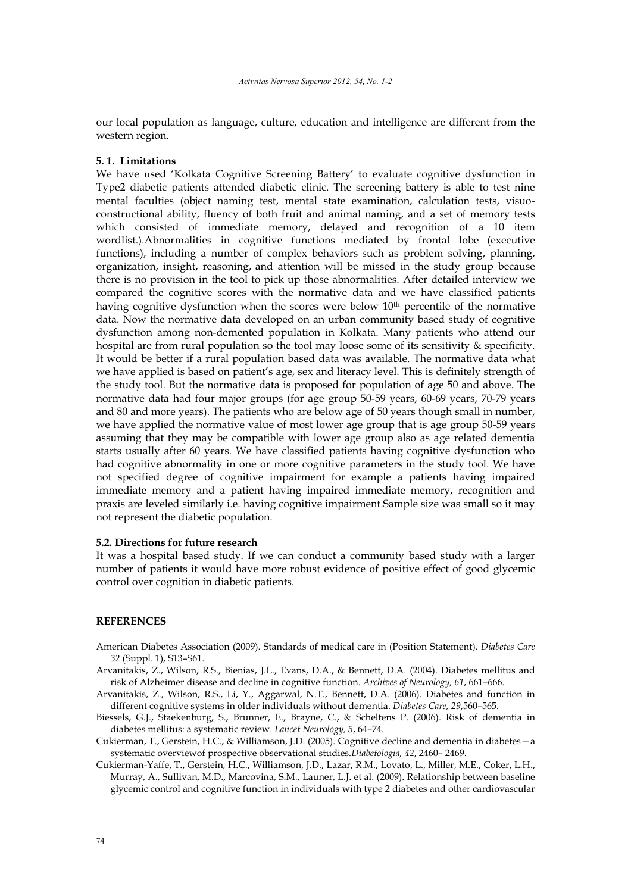our local population as language, culture, education and intelligence are different from the western region.

### 5. 1. Limitations

We have used 'Kolkata Cognitive Screening Battery' to evaluate cognitive dysfunction in Type2 diabetic patients attended diabetic clinic. The screening battery is able to test nine mental faculties (object naming test, mental state examination, calculation tests, visuo-constructional ability, fluency of both fruit and animal naming, and a set of memory tests which consisted of immediate memory, delayed and recognition of a 10 item wordlist.).Abnormalities in cognitive functions mediated by frontal lobe (executive functions), including a number of complex behaviors such as problem solving, planning, organization, insight, reasoning, and attention will be missed in the study group because there is no provision in the tool to pick up those abnormalities. After detailed interview we compared the cognitive scores with the normative data and we have classified patients having cognitive dysfunction when the scores were below 10th percentile of the normative data. Now the normative data developed on an urban community based study of cognitive dysfunction among non-demented population in Kolkata. Many patients who attend our hospital are from rural population so the tool may loose some of its sensitivity & specificity. It would be better if a rural population based data was available. The normative data what we have applied is based on patient's age, sex and literacy level. This is definitely strength of the study tool. But the normative data is proposed for population of age 50 and above. The normative data had four major groups (for age group 50-59 years, 60-69 years, 70-79 years and 80 and more years). The patients who are below age of 50 years though small in number, we have applied the normative value of most lower age group that is age group 50-59 years assuming that they may be compatible with lower age group also as age related dementia starts usually after 60 years. We have classified patients having cognitive dysfunction who had cognitive abnormality in one or more cognitive parameters in the study tool. We have not specified degree of cognitive impairment for example a patients having impaired immediate memory and a patient having impaired immediate memory, recognition and praxis are leveled similarly i.e. having cognitive impairment.Sample size was small so it may not represent the diabetic population.

### 5.2. Directions for future research

It was a hospital based study. If we can conduct a community based study with a larger number of patients it would have more robust evidence of positive effect of good glycemic control over cognition in diabetic patients.

## REFERENCES

American Diabetes Association (2009). Standards of medical care in (Position Statement). *Diabetes Care 32* (Suppl. 1), S13–S61.

Arvanitakis, Z., Wilson, R.S., Bienias, J.L., Evans, D.A., & Bennett, D.A. (2004). Diabetes mellitus and risk of Alzheimer disease and decline in cognitive function. *Archives of Neurology, 61*, 661–666.

Arvanitakis, Z., Wilson, R.S., Li, Y., Aggarwal, N.T., Bennett, D.A. (2006). Diabetes and function in different cognitive systems in older individuals without dementia. *Diabetes Care, 29*,560–565.

Biessels, G.J., Staekenburg, S., Brunner, E., Brayne, C., & Scheltens P. (2006). Risk of dementia in diabetes mellitus: a systematic review. *Lancet Neurology, 5*, 64–74.

Cukierman, T., Gerstein, H.C., & Williamson, J.D. (2005). Cognitive decline and dementia in diabetes—a systematic overviewof prospective observational studies.*Diabetologia, 42*, 2460– 2469.

Cukierman-Yaffe, T., Gerstein, H.C., Williamson, J.D., Lazar, R.M., Lovato, L., Miller, M.E., Coker, L.H., Murray, A., Sullivan, M.D., Marcovina, S.M., Launer, L.J. et al. (2009). Relationship between baseline glycemic control and cognitive function in individuals with type 2 diabetes and other cardiovascular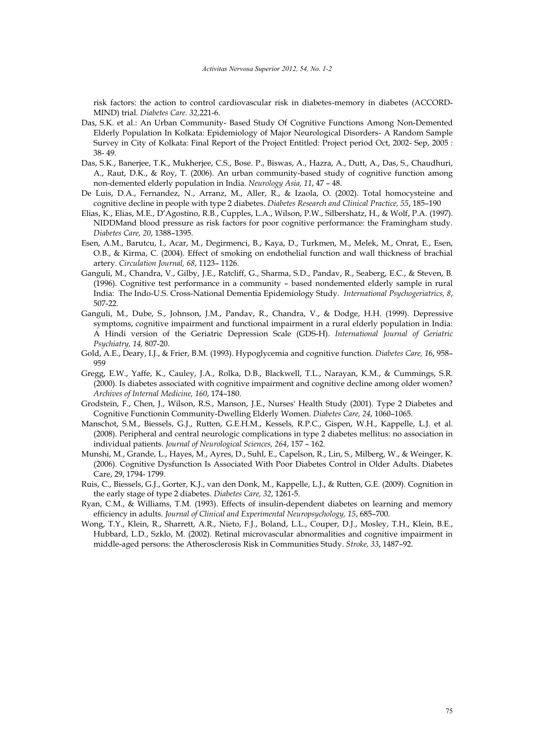risk factors: the action to control cardiovascular risk in diabetes-memory in diabetes (ACCORD-MIND) trial. *Diabetes Care. 32,*221-6.

Das, S.K. et al.: An Urban Community- Based Study Of Cognitive Functions Among Non-Demented Elderly Population In Kolkata: Epidemiology of Major Neurological Disorders- A Random Sample Survey in City of Kolkata: Final Report of the Project Entitled: Project period Oct, 2002- Sep, 2005 : 38- 49.

Das, S.K., Banerjee, T.K., Mukherjee, C.S., Bose. P., Biswas, A., Hazra, A., Dutt, A., Das, S., Chaudhuri, A., Raut, D.K., & Roy, T. (2006). An urban community-based study of cognitive function among non-demented elderly population in India. *Neurology Asia, 11*, 47 – 48.

De Luis, D.A., Fernandez, N., Arranz, M., Aller, R., & Izaola, O. (2002). Total homocysteine and cognitive decline in people with type 2 diabetes. *Diabetes Research and Clinical Practice, 55*, 185–190

Elias, K., Elias, M.E., D'Agostino, R.B., Cupples, L.A., Wilson, P.W., Silbershatz, H., & Wolf, P.A. (1997). NIDDMand blood pressure as risk factors for poor cognitive performance: the Framingham study. *Diabetes Care, 20*, 1388–1395.

Esen, A.M., Barutcu, I., Acar, M., Degirmenci, B., Kaya, D., Turkmen, M., Melek, M., Onrat, E., Esen, O.B., & Kirma, C. (2004). Effect of smoking on endothelial function and wall thickness of brachial artery. *Circulation Journal, 68*, 1123– 1126.

Ganguli, M., Chandra, V., Gilby, J.E., Ratcliff, G., Sharma, S.D., Pandav, R., Seaberg, E.C., & Steven, B. (1996). Cognitive test performance in a community – based nondemented elderly sample in rural India: The Indo-U.S. Cross-National Dementia Epidemiology Study. *International Psychogeriatrics, 8*, 507-22.

Ganguli, M., Dube, S., Johnson, J.M., Pandav, R., Chandra, V., & Dodge, H.H. (1999). Depressive symptoms, cognitive impairment and functional impairment in a rural elderly population in India: A Hindi version of the Geriatric Depression Scale (GDS-H). *International Journal of Geriatric Psychiatry, 14,* 807-20.

Gold, A.E., Deary, I.J., & Frier, B.M. (1993). Hypoglycemia and cognitive function. *Diabetes Care, 1*6, 958–959

Gregg, E.W., Yaffe, K., Cauley, J.A., Rolka, D.B., Blackwell, T.L., Narayan, K.M., & Cummings, S.R. (2000). Is diabetes associated with cognitive impairment and cognitive decline among older women? *Archives of Internal Medicine, 160*, 174–180.

Grodstein, F., Chen, J., Wilson, R.S., Manson, J.E., Nurses' Health Study (2001). Type 2 Diabetes and Cognitive Functionin Community-Dwelling Elderly Women. *Diabetes Care, 24*, 1060–1065.

Manschot, S.M., Biessels, G.J., Rutten, G.E.H.M., Kessels, R.P.C., Gispen, W.H., Kappelle, L.J. et al. (2008). Peripheral and central neurologic complications in type 2 diabetes mellitus: no association in individual patients. *Journal of Neurological Sciences, 264*, 157 – 162.

Munshi, M., Grande, L., Hayes, M., Ayres, D., Suhl, E., Capelson, R., Lin, S., Milberg, W., & Weinger, K. (2006). Cognitive Dysfunction Is Associated With Poor Diabetes Control in Older Adults. Diabetes Care, 29, 1794- 1799.

Ruis, C., Biessels, G.J., Gorter, K.J., van den Donk, M., Kappelle, L.J., & Rutten, G.E. (2009). Cognition in the early stage of type 2 diabetes. *Diabetes Care, 32*, 1261-5.

Ryan, C.M., & Williams, T.M. (1993). Effects of insulin-dependent diabetes on learning and memory efficiency in adults. *Journal of Clinical and Experimental Neuropsychology, 15*, 685–700.

Wong, T.Y., Klein, R., Sharrett, A.R., Nieto, F.J., Boland, L.L., Couper, D.J., Mosley, T.H., Klein, B.E., Hubbard, L.D., Szklo, M. (2002). Retinal microvascular abnormalities and cognitive impairment in middle-aged persons: the Atherosclerosis Risk in Communities Study. *Stroke, 33*, 1487–92.